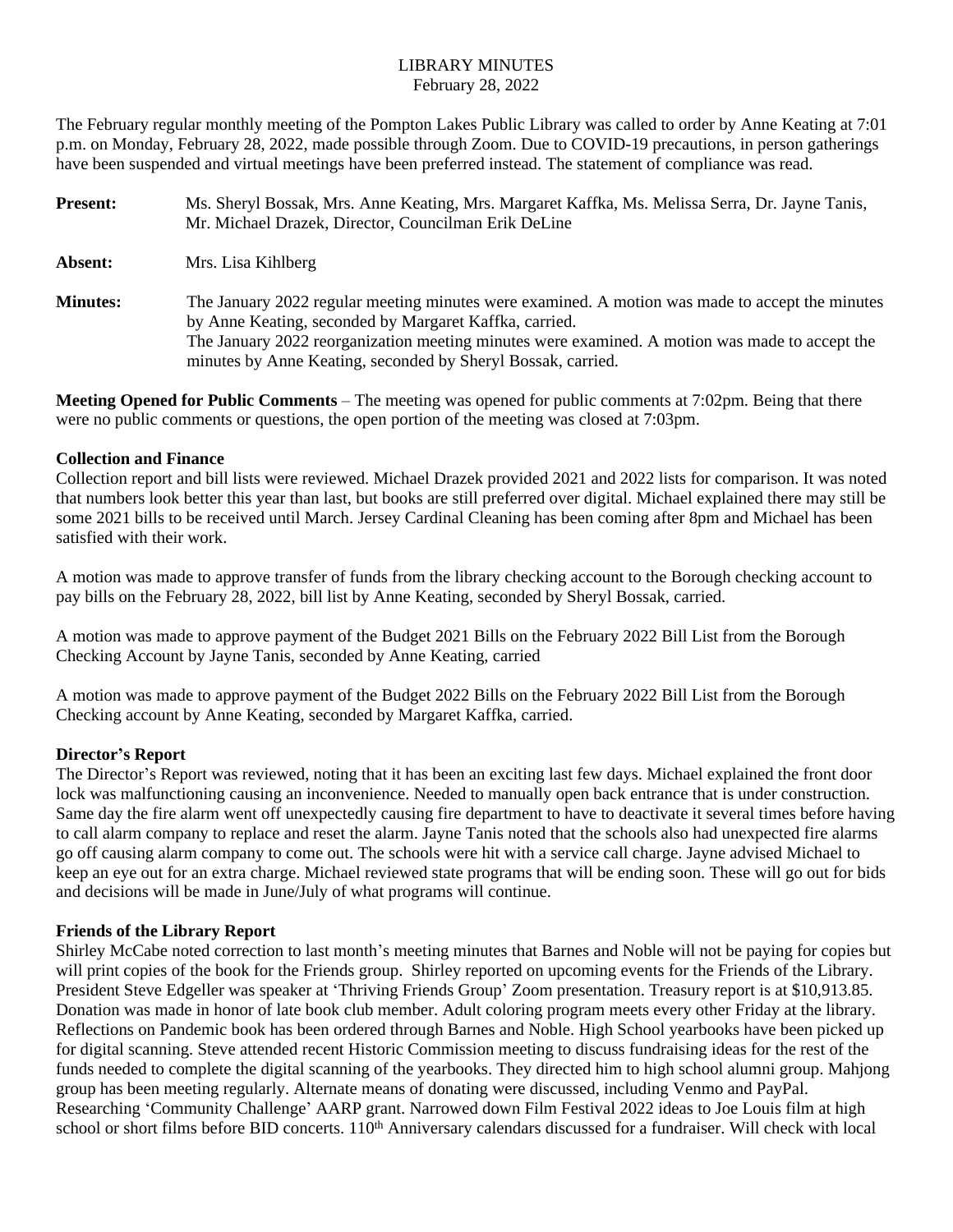# LIBRARY MINUTES

February 28, 2022

The February regular monthly meeting of the Pompton Lakes Public Library was called to order by Anne Keating at 7:01 p.m. on Monday, February 28, 2022, made possible through Zoom. Due to COVID-19 precautions, in person gatherings have been suspended and virtual meetings have been preferred instead. The statement of compliance was read.

**Present:** Ms. Sheryl Bossak, Mrs. Anne Keating, Mrs. Margaret Kaffka, Ms. Melissa Serra, Dr. Jayne Tanis, Mr. Michael Drazek, Director, Councilman Erik DeLine

**Absent:** Mrs. Lisa Kihlberg

**Minutes:** The January 2022 regular meeting minutes were examined. A motion was made to accept the minutes by Anne Keating, seconded by Margaret Kaffka, carried.
The January 2022 reorganization meeting minutes were examined. A motion was made to accept the minutes by Anne Keating, seconded by Sheryl Bossak, carried.

**Meeting Opened for Public Comments** – The meeting was opened for public comments at 7:02pm. Being that there were no public comments or questions, the open portion of the meeting was closed at 7:03pm.

**Collection and Finance**

Collection report and bill lists were reviewed. Michael Drazek provided 2021 and 2022 lists for comparison. It was noted that numbers look better this year than last, but books are still preferred over digital. Michael explained there may still be some 2021 bills to be received until March. Jersey Cardinal Cleaning has been coming after 8pm and Michael has been satisfied with their work.

A motion was made to approve transfer of funds from the library checking account to the Borough checking account to pay bills on the February 28, 2022, bill list by Anne Keating, seconded by Sheryl Bossak, carried.

A motion was made to approve payment of the Budget 2021 Bills on the February 2022 Bill List from the Borough Checking Account by Jayne Tanis, seconded by Anne Keating, carried

A motion was made to approve payment of the Budget 2022 Bills on the February 2022 Bill List from the Borough Checking account by Anne Keating, seconded by Margaret Kaffka, carried.

**Director's Report**

The Director's Report was reviewed, noting that it has been an exciting last few days. Michael explained the front door lock was malfunctioning causing an inconvenience. Needed to manually open back entrance that is under construction. Same day the fire alarm went off unexpectedly causing fire department to have to deactivate it several times before having to call alarm company to replace and reset the alarm. Jayne Tanis noted that the schools also had unexpected fire alarms go off causing alarm company to come out. The schools were hit with a service call charge. Jayne advised Michael to keep an eye out for an extra charge. Michael reviewed state programs that will be ending soon. These will go out for bids and decisions will be made in June/July of what programs will continue.

**Friends of the Library Report**

Shirley McCabe noted correction to last month's meeting minutes that Barnes and Noble will not be paying for copies but will print copies of the book for the Friends group. Shirley reported on upcoming events for the Friends of the Library. President Steve Edgeller was speaker at 'Thriving Friends Group' Zoom presentation. Treasury report is at $10,913.85. Donation was made in honor of late book club member. Adult coloring program meets every other Friday at the library. Reflections on Pandemic book has been ordered through Barnes and Noble. High School yearbooks have been picked up for digital scanning. Steve attended recent Historic Commission meeting to discuss fundraising ideas for the rest of the funds needed to complete the digital scanning of the yearbooks. They directed him to high school alumni group. Mahjong group has been meeting regularly. Alternate means of donating were discussed, including Venmo and PayPal. Researching 'Community Challenge' AARP grant. Narrowed down Film Festival 2022 ideas to Joe Louis film at high school or short films before BID concerts. 110th Anniversary calendars discussed for a fundraiser. Will check with local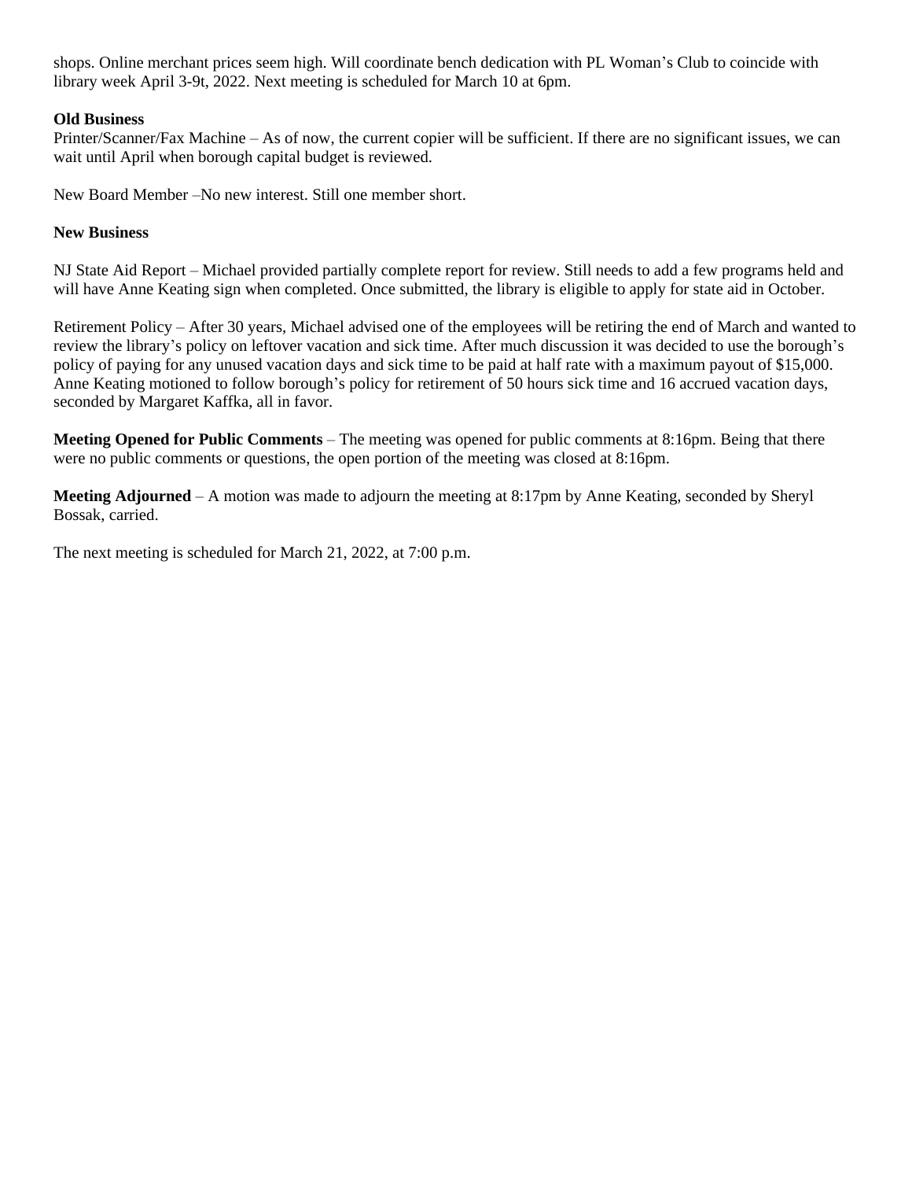shops. Online merchant prices seem high. Will coordinate bench dedication with PL Woman's Club to coincide with library week April 3-9t, 2022. Next meeting is scheduled for March 10 at 6pm.

**Old Business**
Printer/Scanner/Fax Machine – As of now, the current copier will be sufficient. If there are no significant issues, we can wait until April when borough capital budget is reviewed.

New Board Member –No new interest. Still one member short.

**New Business**

NJ State Aid Report – Michael provided partially complete report for review. Still needs to add a few programs held and will have Anne Keating sign when completed. Once submitted, the library is eligible to apply for state aid in October.

Retirement Policy – After 30 years, Michael advised one of the employees will be retiring the end of March and wanted to review the library's policy on leftover vacation and sick time. After much discussion it was decided to use the borough's policy of paying for any unused vacation days and sick time to be paid at half rate with a maximum payout of $15,000. Anne Keating motioned to follow borough's policy for retirement of 50 hours sick time and 16 accrued vacation days, seconded by Margaret Kaffka, all in favor.

**Meeting Opened for Public Comments** – The meeting was opened for public comments at 8:16pm. Being that there were no public comments or questions, the open portion of the meeting was closed at 8:16pm.

**Meeting Adjourned** – A motion was made to adjourn the meeting at 8:17pm by Anne Keating, seconded by Sheryl Bossak, carried.

The next meeting is scheduled for March 21, 2022, at 7:00 p.m.